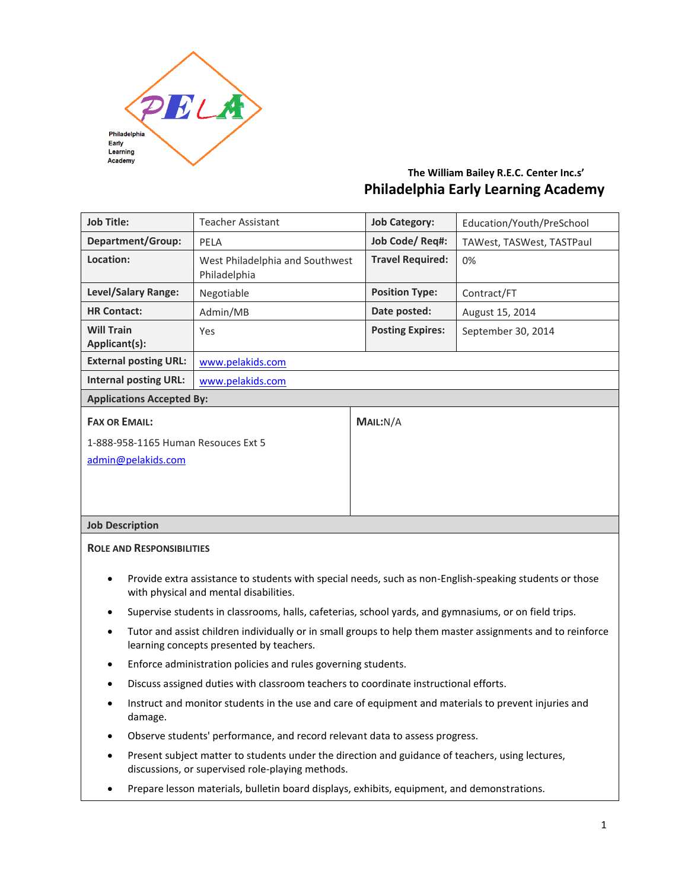PELA

Philadelphia Early Learning Academy

**The William Bailey R.E.C. Center Inc.s'**

## Philadelphia Early Learning Academy

| **Job Title:** | Teacher Assistant | **Job Category:** | Education/Youth/PreSchool |
|---|---|---|---|
| **Department/Group:** | PELA | **Job Code/ Req#:** | TAWest, TASWest, TASTPaul |
| **Location:** | West Philadelphia and Southwest Philadelphia | **Travel Required:** | 0% |
| **Level/Salary Range:** | Negotiable | **Position Type:** | Contract/FT |
| **HR Contact:** | Admin/MB | **Date posted:** | August 15, 2014 |
| **Will Train Applicant(s):** | Yes | **Posting Expires:** | September 30, 2014 |
| **External posting URL:** | www.pelakids.com | | |
| **Internal posting URL:** | www.pelakids.com | | |

**Applications Accepted By:**

**FAX OR EMAIL:**

1-888-958-1165 Human Resouces Ext 5

admin@pelakids.com

**MAIL:** N/A

**Job Description**

**ROLE AND RESPONSIBILITIES**

- Provide extra assistance to students with special needs, such as non-English-speaking students or those with physical and mental disabilities.
- Supervise students in classrooms, halls, cafeterias, school yards, and gymnasiums, or on field trips.
- Tutor and assist children individually or in small groups to help them master assignments and to reinforce learning concepts presented by teachers.
- Enforce administration policies and rules governing students.
- Discuss assigned duties with classroom teachers to coordinate instructional efforts.
- Instruct and monitor students in the use and care of equipment and materials to prevent injuries and damage.
- Observe students' performance, and record relevant data to assess progress.
- Present subject matter to students under the direction and guidance of teachers, using lectures, discussions, or supervised role-playing methods.
- Prepare lesson materials, bulletin board displays, exhibits, equipment, and demonstrations.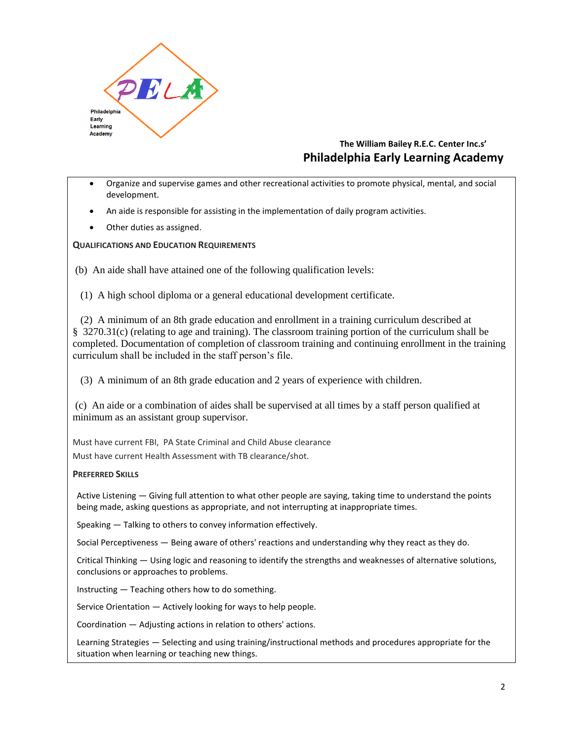- Organize and supervise games and other recreational activities to promote physical, mental, and social development.
- An aide is responsible for assisting in the implementation of daily program activities.
- Other duties as assigned.

**QUALIFICATIONS AND EDUCATION REQUIREMENTS**

(b) An aide shall have attained one of the following qualification levels:

(1) A high school diploma or a general educational development certificate.

(2) A minimum of an 8th grade education and enrollment in a training curriculum described at § 3270.31(c) (relating to age and training). The classroom training portion of the curriculum shall be completed. Documentation of completion of classroom training and continuing enrollment in the training curriculum shall be included in the staff person's file.

(3) A minimum of an 8th grade education and 2 years of experience with children.

(c) An aide or a combination of aides shall be supervised at all times by a staff person qualified at minimum as an assistant group supervisor.

Must have current FBI, PA State Criminal and Child Abuse clearance

Must have current Health Assessment with TB clearance/shot.

**PREFERRED SKILLS**

Active Listening — Giving full attention to what other people are saying, taking time to understand the points being made, asking questions as appropriate, and not interrupting at inappropriate times.

Speaking — Talking to others to convey information effectively.

Social Perceptiveness — Being aware of others' reactions and understanding why they react as they do.

Critical Thinking — Using logic and reasoning to identify the strengths and weaknesses of alternative solutions, conclusions or approaches to problems.

Instructing — Teaching others how to do something.

Service Orientation — Actively looking for ways to help people.

Coordination — Adjusting actions in relation to others' actions.

Learning Strategies — Selecting and using training/instructional methods and procedures appropriate for the situation when learning or teaching new things.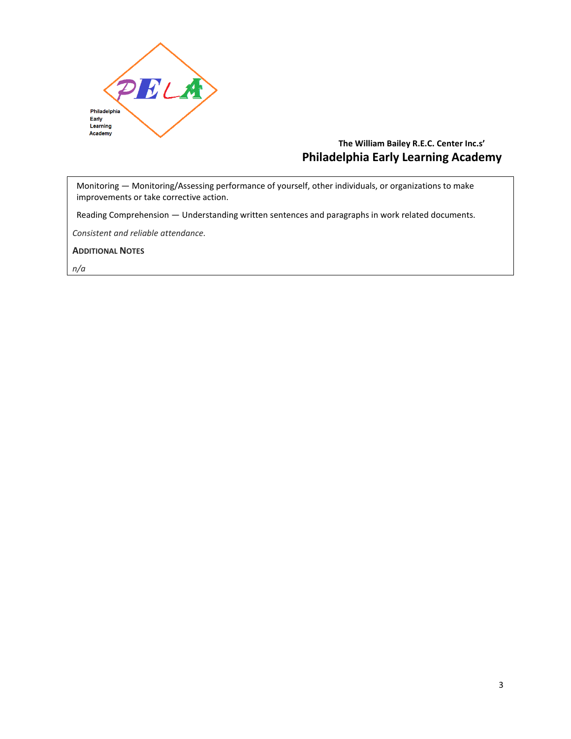Monitoring — Monitoring/Assessing performance of yourself, other individuals, or organizations to make improvements or take corrective action.

Reading Comprehension — Understanding written sentences and paragraphs in work related documents.

*Consistent and reliable attendance.*

**ADDITIONAL NOTES**

*n/a*